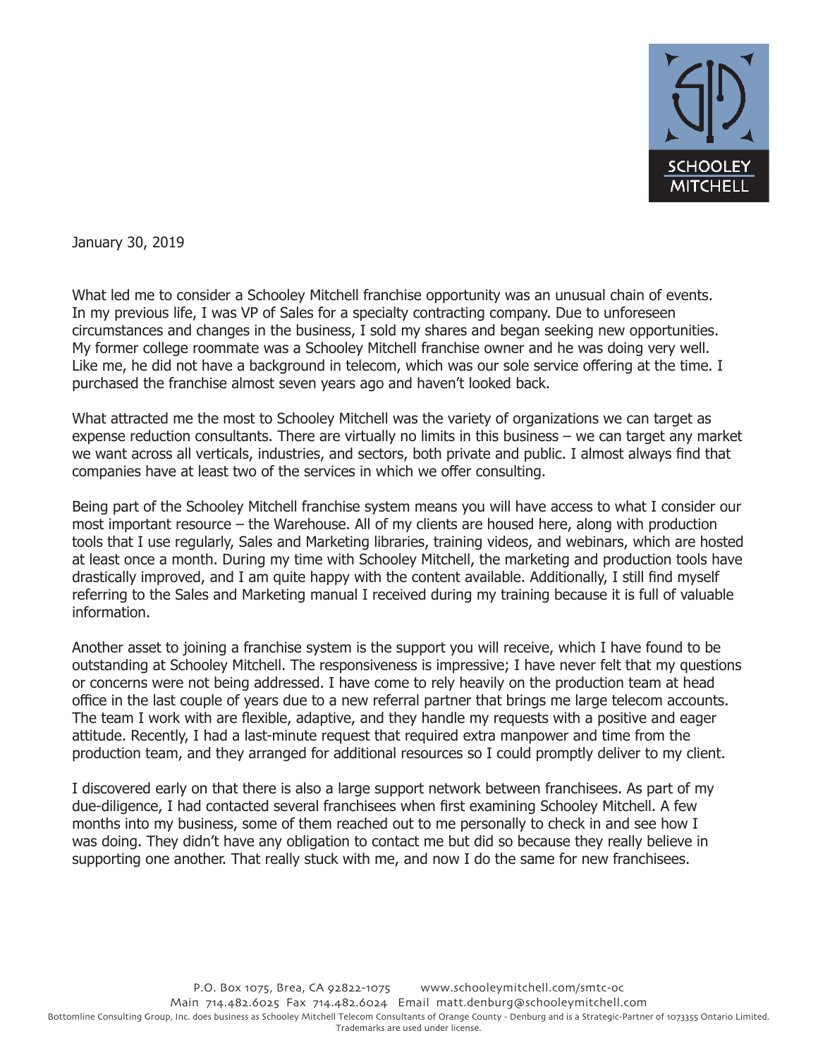January 30, 2019

What led me to consider a Schooley Mitchell franchise opportunity was an unusual chain of events. In my previous life, I was VP of Sales for a specialty contracting company. Due to unforeseen circumstances and changes in the business, I sold my shares and began seeking new opportunities. My former college roommate was a Schooley Mitchell franchise owner and he was doing very well. Like me, he did not have a background in telecom, which was our sole service offering at the time. I purchased the franchise almost seven years ago and haven't looked back.

What attracted me the most to Schooley Mitchell was the variety of organizations we can target as expense reduction consultants. There are virtually no limits in this business – we can target any market we want across all verticals, industries, and sectors, both private and public. I almost always find that companies have at least two of the services in which we offer consulting.

Being part of the Schooley Mitchell franchise system means you will have access to what I consider our most important resource – the Warehouse. All of my clients are housed here, along with production tools that I use regularly, Sales and Marketing libraries, training videos, and webinars, which are hosted at least once a month. During my time with Schooley Mitchell, the marketing and production tools have drastically improved, and I am quite happy with the content available. Additionally, I still find myself referring to the Sales and Marketing manual I received during my training because it is full of valuable information.

Another asset to joining a franchise system is the support you will receive, which I have found to be outstanding at Schooley Mitchell. The responsiveness is impressive; I have never felt that my questions or concerns were not being addressed. I have come to rely heavily on the production team at head office in the last couple of years due to a new referral partner that brings me large telecom accounts. The team I work with are flexible, adaptive, and they handle my requests with a positive and eager attitude. Recently, I had a last-minute request that required extra manpower and time from the production team, and they arranged for additional resources so I could promptly deliver to my client.

I discovered early on that there is also a large support network between franchisees. As part of my due-diligence, I had contacted several franchisees when first examining Schooley Mitchell. A few months into my business, some of them reached out to me personally to check in and see how I was doing. They didn't have any obligation to contact me but did so because they really believe in supporting one another. That really stuck with me, and now I do the same for new franchisees.

P.O. Box 1075, Brea, CA 92822-1075 www.schooleymitchell.com/smtc-oc
Main 714.482.6025 Fax 714.482.6024 Email matt.denburg@schooleymitchell.com
Bottomline Consulting Group, Inc. does business as Schooley Mitchell Telecom Consultants of Orange County - Denburg and is a Strategic-Partner of 1073355 Ontario Limited.
Trademarks are used under license.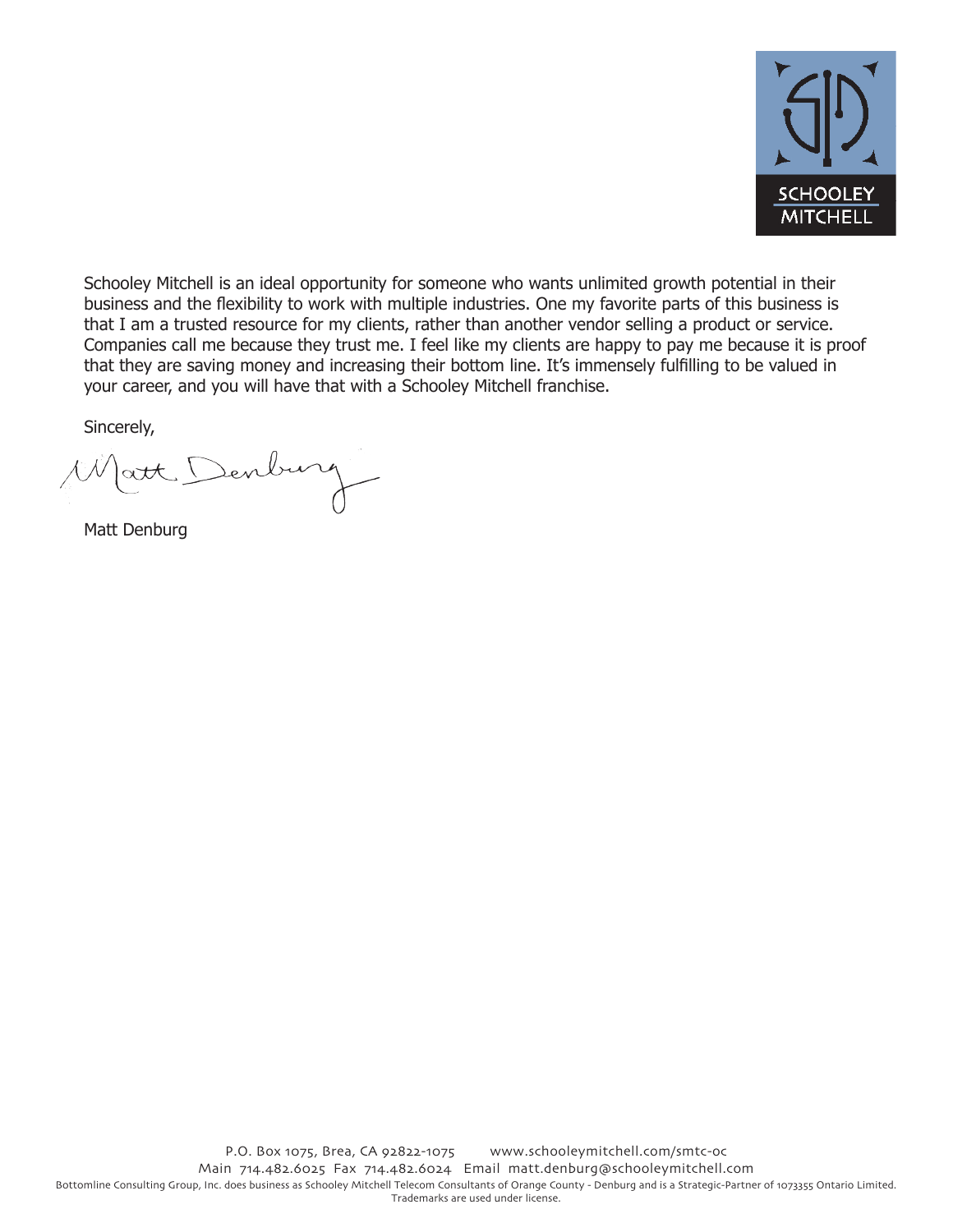Schooley Mitchell is an ideal opportunity for someone who wants unlimited growth potential in their business and the flexibility to work with multiple industries. One my favorite parts of this business is that I am a trusted resource for my clients, rather than another vendor selling a product or service. Companies call me because they trust me. I feel like my clients are happy to pay me because it is proof that they are saving money and increasing their bottom line. It's immensely fulfilling to be valued in your career, and you will have that with a Schooley Mitchell franchise.

Sincerely,

Matt Denburg

P.O. Box 1075, Brea, CA 92822-1075 www.schooleymitchell.com/smtc-oc
Main 714.482.6025 Fax 714.482.6024 Email matt.denburg@schooleymitchell.com
Bottomline Consulting Group, Inc. does business as Schooley Mitchell Telecom Consultants of Orange County - Denburg and is a Strategic-Partner of 1073355 Ontario Limited.
Trademarks are used under license.